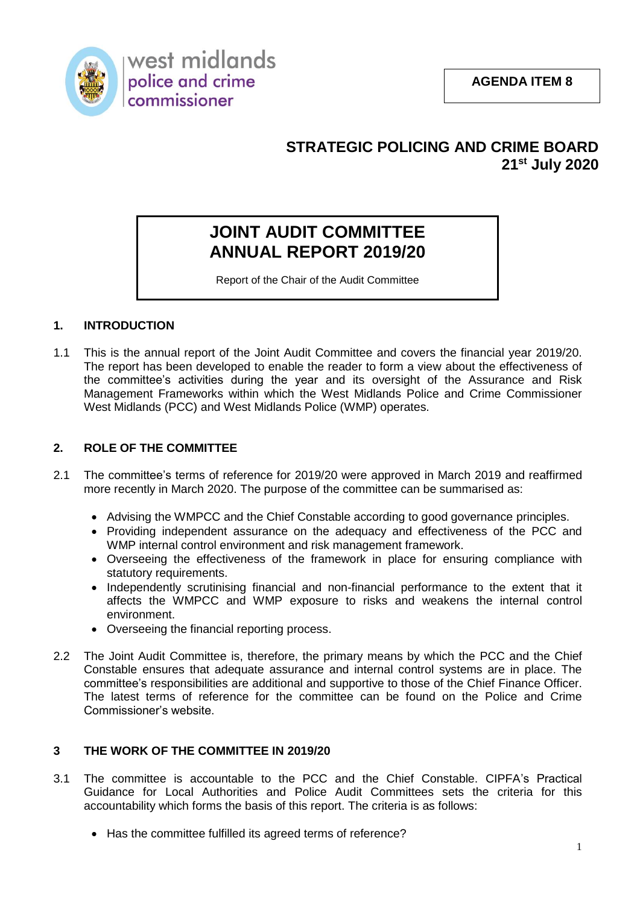west midlands
police and crime
commissioner

**AGENDA ITEM 8**

**STRATEGIC POLICING AND CRIME BOARD**
**21st July 2020**

# JOINT AUDIT COMMITTEE ANNUAL REPORT 2019/20

Report of the Chair of the Audit Committee

## 1. INTRODUCTION

1.1 This is the annual report of the Joint Audit Committee and covers the financial year 2019/20. The report has been developed to enable the reader to form a view about the effectiveness of the committee's activities during the year and its oversight of the Assurance and Risk Management Frameworks within which the West Midlands Police and Crime Commissioner West Midlands (PCC) and West Midlands Police (WMP) operates.

## 2. ROLE OF THE COMMITTEE

2.1 The committee's terms of reference for 2019/20 were approved in March 2019 and reaffirmed more recently in March 2020. The purpose of the committee can be summarised as:

- Advising the WMPCC and the Chief Constable according to good governance principles.
- Providing independent assurance on the adequacy and effectiveness of the PCC and WMP internal control environment and risk management framework.
- Overseeing the effectiveness of the framework in place for ensuring compliance with statutory requirements.
- Independently scrutinising financial and non-financial performance to the extent that it affects the WMPCC and WMP exposure to risks and weakens the internal control environment.
- Overseeing the financial reporting process.

2.2 The Joint Audit Committee is, therefore, the primary means by which the PCC and the Chief Constable ensures that adequate assurance and internal control systems are in place. The committee's responsibilities are additional and supportive to those of the Chief Finance Officer. The latest terms of reference for the committee can be found on the Police and Crime Commissioner's website.

## 3 THE WORK OF THE COMMITTEE IN 2019/20

3.1 The committee is accountable to the PCC and the Chief Constable. CIPFA's Practical Guidance for Local Authorities and Police Audit Committees sets the criteria for this accountability which forms the basis of this report. The criteria is as follows:

- Has the committee fulfilled its agreed terms of reference?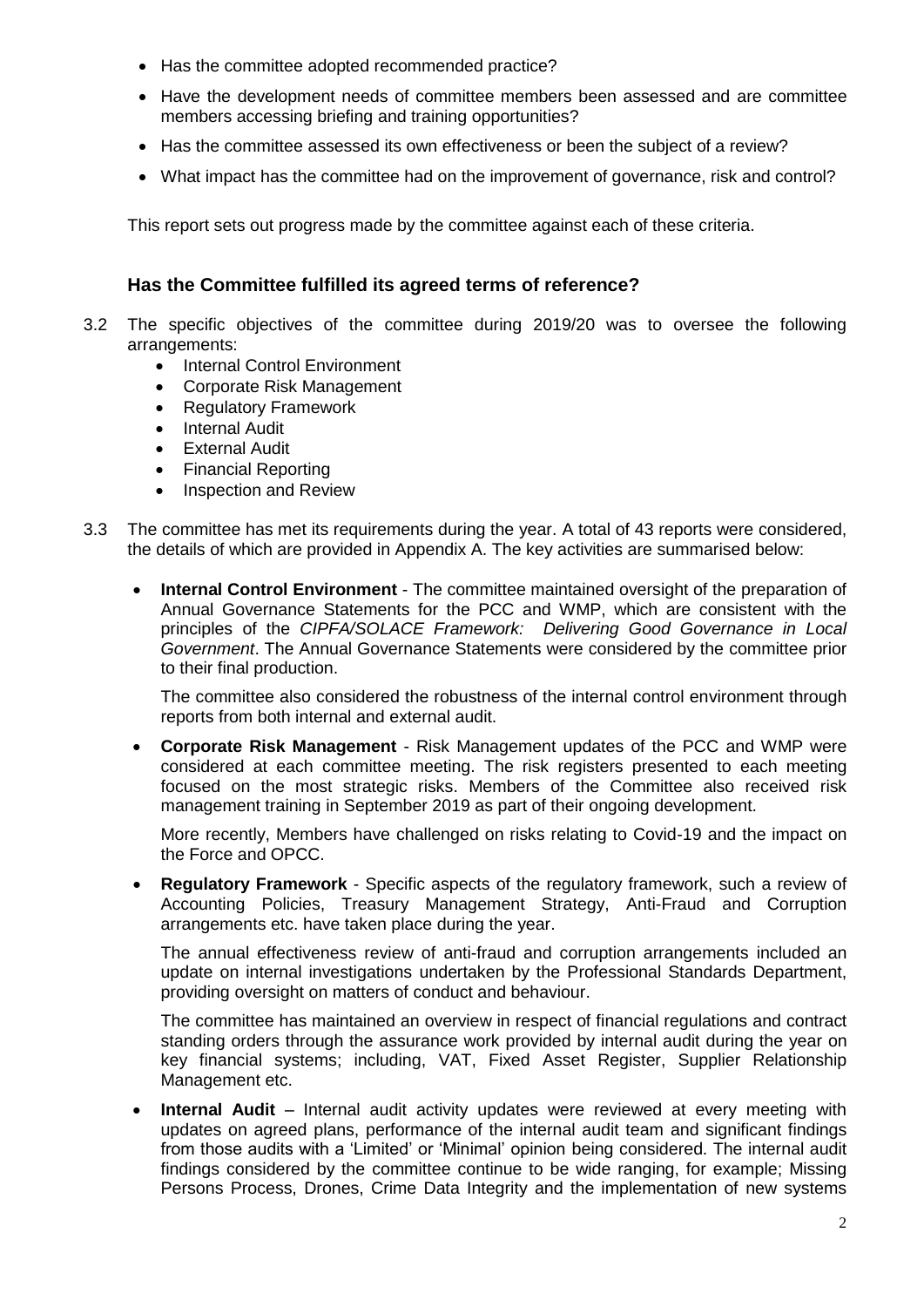- Has the committee adopted recommended practice?
- Have the development needs of committee members been assessed and are committee members accessing briefing and training opportunities?
- Has the committee assessed its own effectiveness or been the subject of a review?
- What impact has the committee had on the improvement of governance, risk and control?

This report sets out progress made by the committee against each of these criteria.

### Has the Committee fulfilled its agreed terms of reference?

3.2 The specific objectives of the committee during 2019/20 was to oversee the following arrangements:

- Internal Control Environment
- Corporate Risk Management
- Regulatory Framework
- Internal Audit
- External Audit
- Financial Reporting
- Inspection and Review

3.3 The committee has met its requirements during the year. A total of 43 reports were considered, the details of which are provided in Appendix A. The key activities are summarised below:

- **Internal Control Environment** - The committee maintained oversight of the preparation of Annual Governance Statements for the PCC and WMP, which are consistent with the principles of the *CIPFA/SOLACE Framework: Delivering Good Governance in Local Government*. The Annual Governance Statements were considered by the committee prior to their final production.

  The committee also considered the robustness of the internal control environment through reports from both internal and external audit.

- **Corporate Risk Management** - Risk Management updates of the PCC and WMP were considered at each committee meeting. The risk registers presented to each meeting focused on the most strategic risks. Members of the Committee also received risk management training in September 2019 as part of their ongoing development.

  More recently, Members have challenged on risks relating to Covid-19 and the impact on the Force and OPCC.

- **Regulatory Framework** - Specific aspects of the regulatory framework, such a review of Accounting Policies, Treasury Management Strategy, Anti-Fraud and Corruption arrangements etc. have taken place during the year.

  The annual effectiveness review of anti-fraud and corruption arrangements included an update on internal investigations undertaken by the Professional Standards Department, providing oversight on matters of conduct and behaviour.

  The committee has maintained an overview in respect of financial regulations and contract standing orders through the assurance work provided by internal audit during the year on key financial systems; including, VAT, Fixed Asset Register, Supplier Relationship Management etc.

- **Internal Audit** – Internal audit activity updates were reviewed at every meeting with updates on agreed plans, performance of the internal audit team and significant findings from those audits with a 'Limited' or 'Minimal' opinion being considered. The internal audit findings considered by the committee continue to be wide ranging, for example; Missing Persons Process, Drones, Crime Data Integrity and the implementation of new systems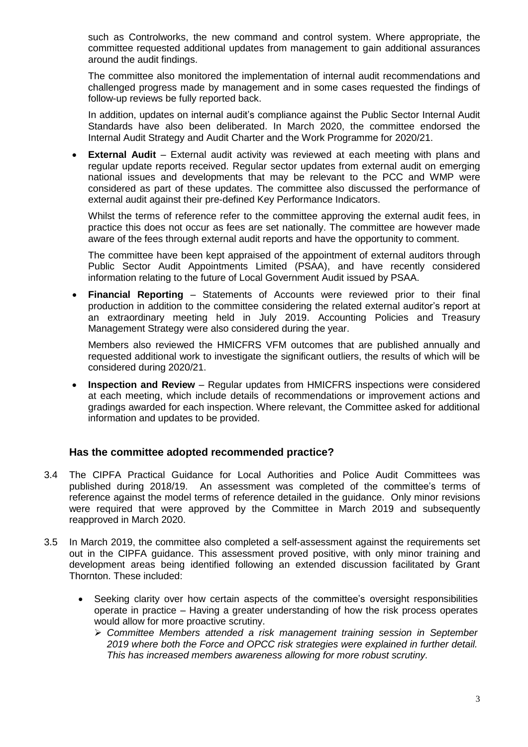such as Controlworks, the new command and control system. Where appropriate, the committee requested additional updates from management to gain additional assurances around the audit findings.

The committee also monitored the implementation of internal audit recommendations and challenged progress made by management and in some cases requested the findings of follow-up reviews be fully reported back.

In addition, updates on internal audit's compliance against the Public Sector Internal Audit Standards have also been deliberated. In March 2020, the committee endorsed the Internal Audit Strategy and Audit Charter and the Work Programme for 2020/21.

- **External Audit** – External audit activity was reviewed at each meeting with plans and regular update reports received. Regular sector updates from external audit on emerging national issues and developments that may be relevant to the PCC and WMP were considered as part of these updates. The committee also discussed the performance of external audit against their pre-defined Key Performance Indicators.

  Whilst the terms of reference refer to the committee approving the external audit fees, in practice this does not occur as fees are set nationally. The committee are however made aware of the fees through external audit reports and have the opportunity to comment.

  The committee have been kept appraised of the appointment of external auditors through Public Sector Audit Appointments Limited (PSAA), and have recently considered information relating to the future of Local Government Audit issued by PSAA.

- **Financial Reporting** – Statements of Accounts were reviewed prior to their final production in addition to the committee considering the related external auditor's report at an extraordinary meeting held in July 2019. Accounting Policies and Treasury Management Strategy were also considered during the year.

  Members also reviewed the HMICFRS VFM outcomes that are published annually and requested additional work to investigate the significant outliers, the results of which will be considered during 2020/21.

- **Inspection and Review** – Regular updates from HMICFRS inspections were considered at each meeting, which include details of recommendations or improvement actions and gradings awarded for each inspection. Where relevant, the Committee asked for additional information and updates to be provided.

### Has the committee adopted recommended practice?

3.4 The CIPFA Practical Guidance for Local Authorities and Police Audit Committees was published during 2018/19. An assessment was completed of the committee's terms of reference against the model terms of reference detailed in the guidance. Only minor revisions were required that were approved by the Committee in March 2019 and subsequently reapproved in March 2020.

3.5 In March 2019, the committee also completed a self-assessment against the requirements set out in the CIPFA guidance. This assessment proved positive, with only minor training and development areas being identified following an extended discussion facilitated by Grant Thornton. These included:

- Seeking clarity over how certain aspects of the committee's oversight responsibilities operate in practice – Having a greater understanding of how the risk process operates would allow for more proactive scrutiny.
  - *Committee Members attended a risk management training session in September 2019 where both the Force and OPCC risk strategies were explained in further detail. This has increased members awareness allowing for more robust scrutiny.*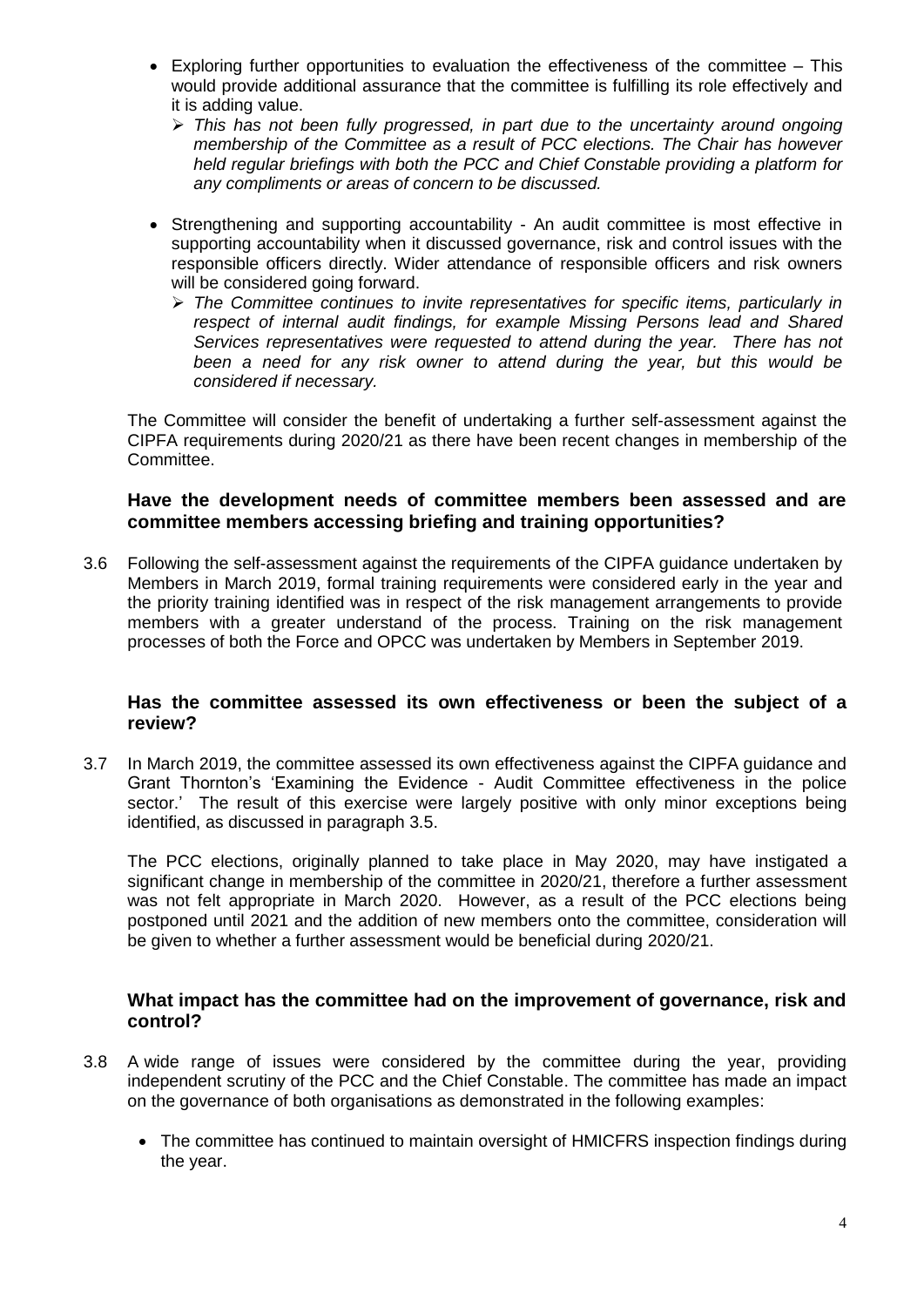- Exploring further opportunities to evaluation the effectiveness of the committee – This would provide additional assurance that the committee is fulfilling its role effectively and it is adding value.
  - *This has not been fully progressed, in part due to the uncertainty around ongoing membership of the Committee as a result of PCC elections. The Chair has however held regular briefings with both the PCC and Chief Constable providing a platform for any compliments or areas of concern to be discussed.*
- Strengthening and supporting accountability - An audit committee is most effective in supporting accountability when it discussed governance, risk and control issues with the responsible officers directly. Wider attendance of responsible officers and risk owners will be considered going forward.
  - *The Committee continues to invite representatives for specific items, particularly in respect of internal audit findings, for example Missing Persons lead and Shared Services representatives were requested to attend during the year. There has not been a need for any risk owner to attend during the year, but this would be considered if necessary.*

The Committee will consider the benefit of undertaking a further self-assessment against the CIPFA requirements during 2020/21 as there have been recent changes in membership of the Committee.

### Have the development needs of committee members been assessed and are committee members accessing briefing and training opportunities?

3.6 Following the self-assessment against the requirements of the CIPFA guidance undertaken by Members in March 2019, formal training requirements were considered early in the year and the priority training identified was in respect of the risk management arrangements to provide members with a greater understand of the process. Training on the risk management processes of both the Force and OPCC was undertaken by Members in September 2019.

### Has the committee assessed its own effectiveness or been the subject of a review?

3.7 In March 2019, the committee assessed its own effectiveness against the CIPFA guidance and Grant Thornton's 'Examining the Evidence - Audit Committee effectiveness in the police sector.' The result of this exercise were largely positive with only minor exceptions being identified, as discussed in paragraph 3.5.

The PCC elections, originally planned to take place in May 2020, may have instigated a significant change in membership of the committee in 2020/21, therefore a further assessment was not felt appropriate in March 2020. However, as a result of the PCC elections being postponed until 2021 and the addition of new members onto the committee, consideration will be given to whether a further assessment would be beneficial during 2020/21.

### What impact has the committee had on the improvement of governance, risk and control?

3.8 A wide range of issues were considered by the committee during the year, providing independent scrutiny of the PCC and the Chief Constable. The committee has made an impact on the governance of both organisations as demonstrated in the following examples:

- The committee has continued to maintain oversight of HMICFRS inspection findings during the year.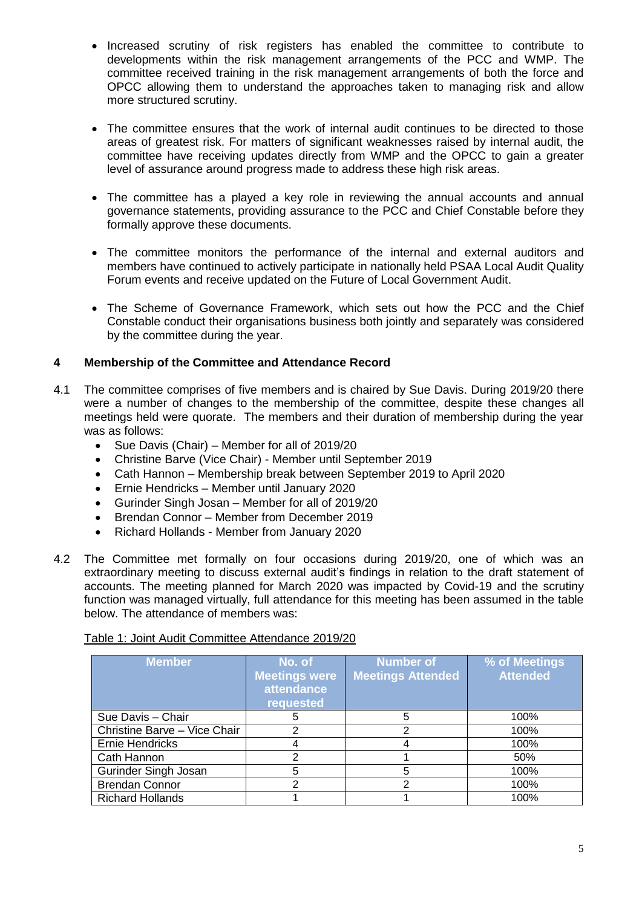- Increased scrutiny of risk registers has enabled the committee to contribute to developments within the risk management arrangements of the PCC and WMP. The committee received training in the risk management arrangements of both the force and OPCC allowing them to understand the approaches taken to managing risk and allow more structured scrutiny.

- The committee ensures that the work of internal audit continues to be directed to those areas of greatest risk. For matters of significant weaknesses raised by internal audit, the committee have receiving updates directly from WMP and the OPCC to gain a greater level of assurance around progress made to address these high risk areas.

- The committee has a played a key role in reviewing the annual accounts and annual governance statements, providing assurance to the PCC and Chief Constable before they formally approve these documents.

- The committee monitors the performance of the internal and external auditors and members have continued to actively participate in nationally held PSAA Local Audit Quality Forum events and receive updated on the Future of Local Government Audit.

- The Scheme of Governance Framework, which sets out how the PCC and the Chief Constable conduct their organisations business both jointly and separately was considered by the committee during the year.

## 4 Membership of the Committee and Attendance Record

4.1 The committee comprises of five members and is chaired by Sue Davis. During 2019/20 there were a number of changes to the membership of the committee, despite these changes all meetings held were quorate. The members and their duration of membership during the year was as follows:

- Sue Davis (Chair) – Member for all of 2019/20
- Christine Barve (Vice Chair) - Member until September 2019
- Cath Hannon – Membership break between September 2019 to April 2020
- Ernie Hendricks – Member until January 2020
- Gurinder Singh Josan – Member for all of 2019/20
- Brendan Connor – Member from December 2019
- Richard Hollands - Member from January 2020

4.2 The Committee met formally on four occasions during 2019/20, one of which was an extraordinary meeting to discuss external audit's findings in relation to the draft statement of accounts. The meeting planned for March 2020 was impacted by Covid-19 and the scrutiny function was managed virtually, full attendance for this meeting has been assumed in the table below. The attendance of members was:

Table 1: Joint Audit Committee Attendance 2019/20

| Member | No. of Meetings were attendance requested | Number of Meetings Attended | % of Meetings Attended |
|---|---|---|---|
| Sue Davis – Chair | 5 | 5 | 100% |
| Christine Barve – Vice Chair | 2 | 2 | 100% |
| Ernie Hendricks | 4 | 4 | 100% |
| Cath Hannon | 2 | 1 | 50% |
| Gurinder Singh Josan | 5 | 5 | 100% |
| Brendan Connor | 2 | 2 | 100% |
| Richard Hollands | 1 | 1 | 100% |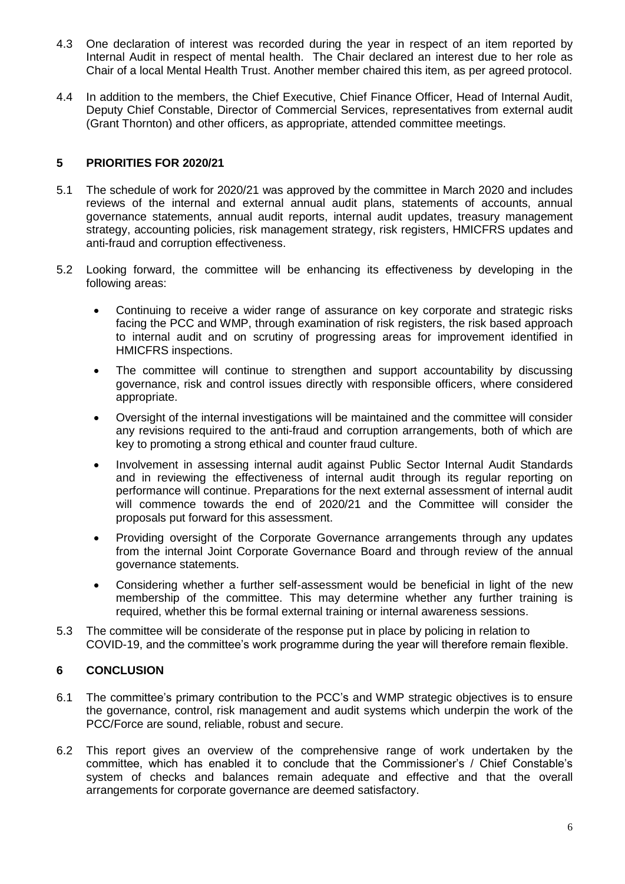4.3 One declaration of interest was recorded during the year in respect of an item reported by Internal Audit in respect of mental health. The Chair declared an interest due to her role as Chair of a local Mental Health Trust. Another member chaired this item, as per agreed protocol.

4.4 In addition to the members, the Chief Executive, Chief Finance Officer, Head of Internal Audit, Deputy Chief Constable, Director of Commercial Services, representatives from external audit (Grant Thornton) and other officers, as appropriate, attended committee meetings.

## 5 PRIORITIES FOR 2020/21

5.1 The schedule of work for 2020/21 was approved by the committee in March 2020 and includes reviews of the internal and external annual audit plans, statements of accounts, annual governance statements, annual audit reports, internal audit updates, treasury management strategy, accounting policies, risk management strategy, risk registers, HMICFRS updates and anti-fraud and corruption effectiveness.

5.2 Looking forward, the committee will be enhancing its effectiveness by developing in the following areas:

- Continuing to receive a wider range of assurance on key corporate and strategic risks facing the PCC and WMP, through examination of risk registers, the risk based approach to internal audit and on scrutiny of progressing areas for improvement identified in HMICFRS inspections.
- The committee will continue to strengthen and support accountability by discussing governance, risk and control issues directly with responsible officers, where considered appropriate.
- Oversight of the internal investigations will be maintained and the committee will consider any revisions required to the anti-fraud and corruption arrangements, both of which are key to promoting a strong ethical and counter fraud culture.
- Involvement in assessing internal audit against Public Sector Internal Audit Standards and in reviewing the effectiveness of internal audit through its regular reporting on performance will continue. Preparations for the next external assessment of internal audit will commence towards the end of 2020/21 and the Committee will consider the proposals put forward for this assessment.
- Providing oversight of the Corporate Governance arrangements through any updates from the internal Joint Corporate Governance Board and through review of the annual governance statements.
- Considering whether a further self-assessment would be beneficial in light of the new membership of the committee. This may determine whether any further training is required, whether this be formal external training or internal awareness sessions.

5.3 The committee will be considerate of the response put in place by policing in relation to COVID-19, and the committee's work programme during the year will therefore remain flexible.

## 6 CONCLUSION

6.1 The committee's primary contribution to the PCC's and WMP strategic objectives is to ensure the governance, control, risk management and audit systems which underpin the work of the PCC/Force are sound, reliable, robust and secure.

6.2 This report gives an overview of the comprehensive range of work undertaken by the committee, which has enabled it to conclude that the Commissioner's / Chief Constable's system of checks and balances remain adequate and effective and that the overall arrangements for corporate governance are deemed satisfactory.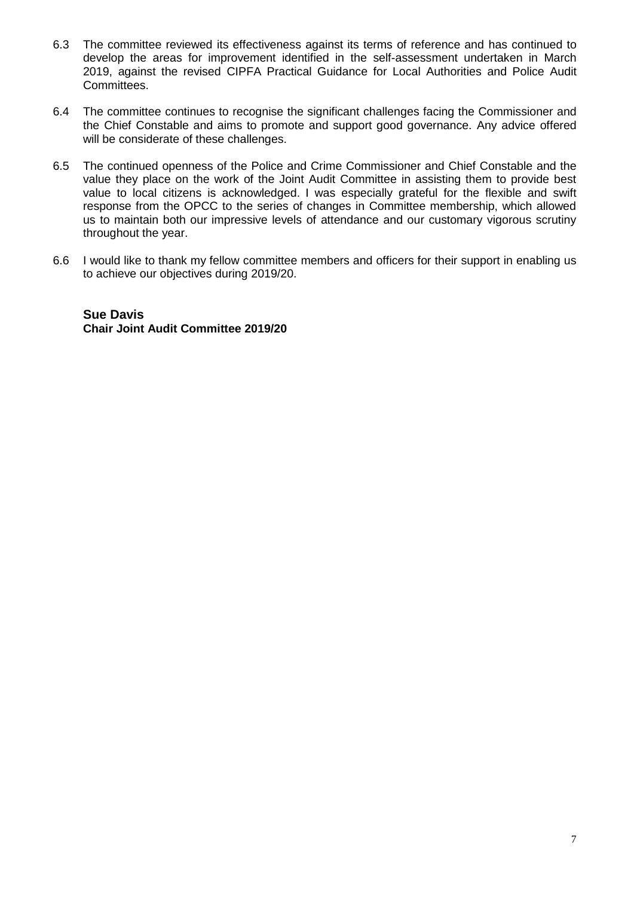6.3 The committee reviewed its effectiveness against its terms of reference and has continued to develop the areas for improvement identified in the self-assessment undertaken in March 2019, against the revised CIPFA Practical Guidance for Local Authorities and Police Audit Committees.

6.4 The committee continues to recognise the significant challenges facing the Commissioner and the Chief Constable and aims to promote and support good governance. Any advice offered will be considerate of these challenges.

6.5 The continued openness of the Police and Crime Commissioner and Chief Constable and the value they place on the work of the Joint Audit Committee in assisting them to provide best value to local citizens is acknowledged. I was especially grateful for the flexible and swift response from the OPCC to the series of changes in Committee membership, which allowed us to maintain both our impressive levels of attendance and our customary vigorous scrutiny throughout the year.

6.6 I would like to thank my fellow committee members and officers for their support in enabling us to achieve our objectives during 2019/20.

**Sue Davis**
**Chair Joint Audit Committee 2019/20**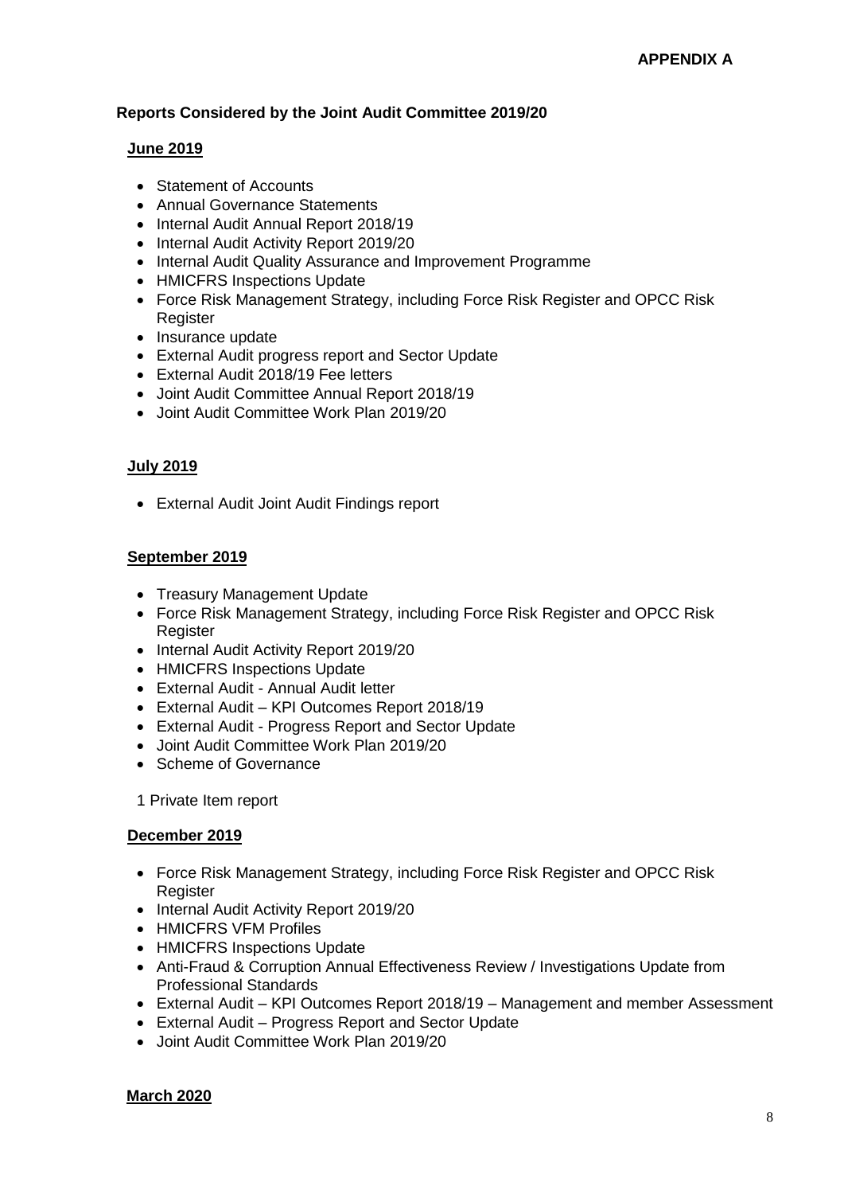**APPENDIX A**

**Reports Considered by the Joint Audit Committee 2019/20**

**June 2019**

- Statement of Accounts
- Annual Governance Statements
- Internal Audit Annual Report 2018/19
- Internal Audit Activity Report 2019/20
- Internal Audit Quality Assurance and Improvement Programme
- HMICFRS Inspections Update
- Force Risk Management Strategy, including Force Risk Register and OPCC Risk Register
- Insurance update
- External Audit progress report and Sector Update
- External Audit 2018/19 Fee letters
- Joint Audit Committee Annual Report 2018/19
- Joint Audit Committee Work Plan 2019/20

**July 2019**

- External Audit Joint Audit Findings report

**September 2019**

- Treasury Management Update
- Force Risk Management Strategy, including Force Risk Register and OPCC Risk Register
- Internal Audit Activity Report 2019/20
- HMICFRS Inspections Update
- External Audit - Annual Audit letter
- External Audit – KPI Outcomes Report 2018/19
- External Audit - Progress Report and Sector Update
- Joint Audit Committee Work Plan 2019/20
- Scheme of Governance

1 Private Item report

**December 2019**

- Force Risk Management Strategy, including Force Risk Register and OPCC Risk Register
- Internal Audit Activity Report 2019/20
- HMICFRS VFM Profiles
- HMICFRS Inspections Update
- Anti-Fraud & Corruption Annual Effectiveness Review / Investigations Update from Professional Standards
- External Audit – KPI Outcomes Report 2018/19 – Management and member Assessment
- External Audit – Progress Report and Sector Update
- Joint Audit Committee Work Plan 2019/20

**March 2020**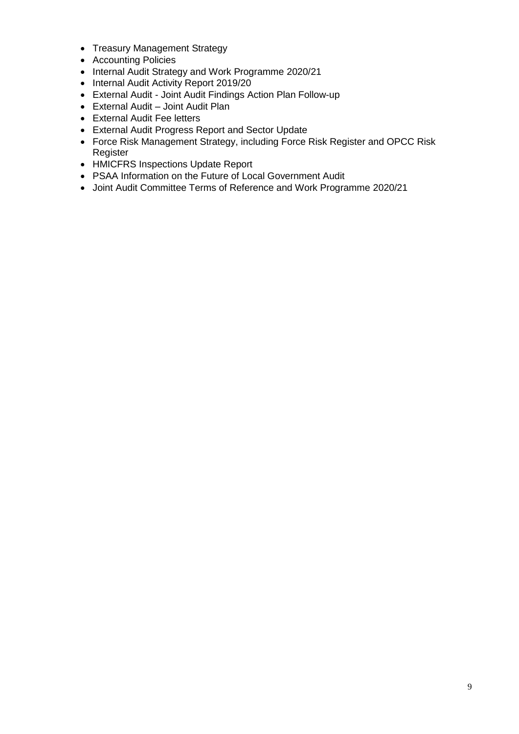- Treasury Management Strategy
- Accounting Policies
- Internal Audit Strategy and Work Programme 2020/21
- Internal Audit Activity Report 2019/20
- External Audit - Joint Audit Findings Action Plan Follow-up
- External Audit – Joint Audit Plan
- External Audit Fee letters
- External Audit Progress Report and Sector Update
- Force Risk Management Strategy, including Force Risk Register and OPCC Risk Register
- HMICFRS Inspections Update Report
- PSAA Information on the Future of Local Government Audit
- Joint Audit Committee Terms of Reference and Work Programme 2020/21